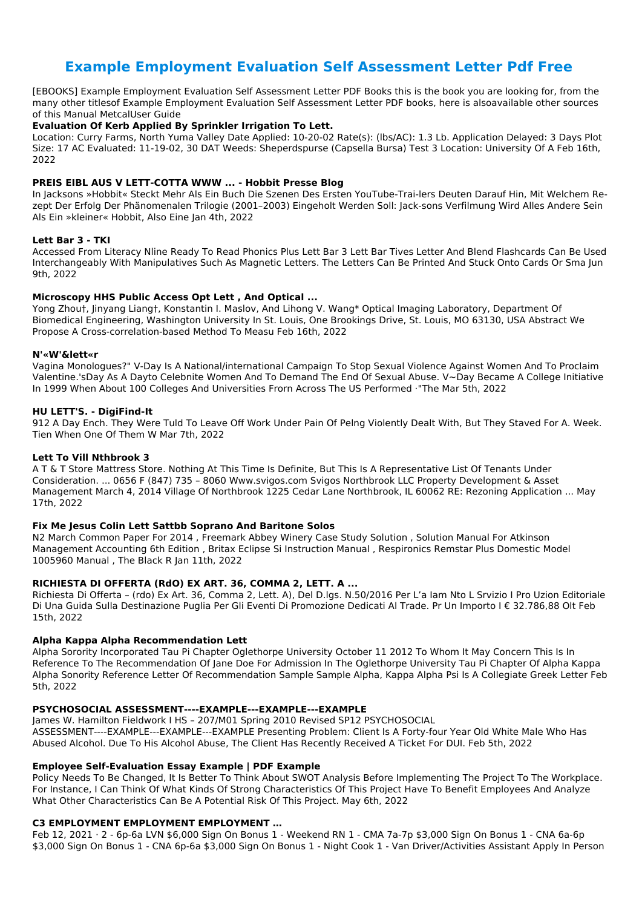# Example Employment Evaluation Self Assessment Letter Pdf Free

[EBOOKS] Example Employment Evaluation Self Assessment Letter PDF Books this is the book you are looking for, from the many other titlesof Example Employment Evaluation Self Assessment Letter PDF books, here is alsoavailable other sources of this Manual MetcalUser Guide

**Evaluation Of Kerb Applied By Sprinkler Irrigation To Lett.**

Location: Curry Farms, North Yuma Valley Date Applied: 10-20-02 Rate(s): (lbs/AC): 1.3 Lb. Application Delayed: 3 Days Plot Size: 17 AC Evaluated: 11-19-02, 30 DAT Weeds: Sheperdspurse (Capsella Bursa) Test 3 Location: University Of A Feb 16th, 2022

**PREIS EIBL AUS V LETT-COTTA WWW ... - Hobbit Presse Blog**

In Jacksons »Hobbit« Steckt Mehr Als Ein Buch Die Szenen Des Ersten YouTube-Trai-lers Deuten Darauf Hin, Mit Welchem Re-zept Der Erfolg Der Phänomenalen Trilogie (2001–2003) Eingeholt Werden Soll: Jack-sons Verfilmung Wird Alles Andere Sein Als Ein »kleiner« Hobbit, Also Eine Jan 4th, 2022

**Lett Bar 3 - TKI**

Accessed From Literacy Nline Ready To Read Phonics Plus Lett Bar 3 Lett Bar Tives Letter And Blend Flashcards Can Be Used Interchangeably With Manipulatives Such As Magnetic Letters. The Letters Can Be Printed And Stuck Onto Cards Or Sma Jun 9th, 2022

**Microscopy HHS Public Access Opt Lett , And Optical ...**

Yong Zhou†, Jinyang Liang†, Konstantin I. Maslov, And Lihong V. Wang* Optical Imaging Laboratory, Department Of Biomedical Engineering, Washington University In St. Louis, One Brookings Drive, St. Louis, MO 63130, USA Abstract We Propose A Cross-correlation-based Method To Measu Feb 16th, 2022

**N'«W'&lett«r**

Vagina Monologues?" V-Day Is A National/international Campaign To Stop Sexual Violence Against Women And To Proclaim Valentine.'sDay As A Dayto Celebnite Women And To Demand The End Of Sexual Abuse. V~Day Became A College Initiative In 1999 When About 100 Colleges And Universities Frorn Across The US Performed ·"The Mar 5th, 2022

**HU LETT'S. - DigiFind-It**

912 A Day Ench. They Were Tuld To Leave Off Work Under Pain Of Pelng Violently Dealt With, But They Staved For A. Week. Tien When One Of Them W Mar 7th, 2022

**Lett To Vill Nthbrook 3**

A T & T Store Mattress Store. Nothing At This Time Is Definite, But This Is A Representative List Of Tenants Under Consideration. ... 0656 F (847) 735 – 8060 Www.svigos.com Svigos Northbrook LLC Property Development & Asset Management March 4, 2014 Village Of Northbrook 1225 Cedar Lane Northbrook, IL 60062 RE: Rezoning Application ... May 17th, 2022

**Fix Me Jesus Colin Lett Sattbb Soprano And Baritone Solos**

N2 March Common Paper For 2014 , Freemark Abbey Winery Case Study Solution , Solution Manual For Atkinson Management Accounting 6th Edition , Britax Eclipse Si Instruction Manual , Respironics Remstar Plus Domestic Model 1005960 Manual , The Black R Jan 11th, 2022

**RICHIESTA DI OFFERTA (RdO) EX ART. 36, COMMA 2, LETT. A ...**

Richiesta Di Offerta – (rdo) Ex Art. 36, Comma 2, Lett. A), Del D.lgs. N.50/2016 Per L'a Iam Nto L Srvizio I Pro Uzion Editoriale Di Una Guida Sulla Destinazione Puglia Per Gli Eventi Di Promozione Dedicati Al Trade. Pr Un Importo I € 32.786,88 Olt Feb 15th, 2022

**Alpha Kappa Alpha Recommendation Lett**

Alpha Sorority Incorporated Tau Pi Chapter Oglethorpe University October 11 2012 To Whom It May Concern This Is In Reference To The Recommendation Of Jane Doe For Admission In The Oglethorpe University Tau Pi Chapter Of Alpha Kappa Alpha Sonority Reference Letter Of Recommendation Sample Sample Alpha, Kappa Alpha Psi Is A Collegiate Greek Letter Feb 5th, 2022

**PSYCHOSOCIAL ASSESSMENT----EXAMPLE---EXAMPLE---EXAMPLE**

James W. Hamilton Fieldwork I HS – 207/M01 Spring 2010 Revised SP12 PSYCHOSOCIAL ASSESSMENT----EXAMPLE---EXAMPLE---EXAMPLE Presenting Problem: Client Is A Forty-four Year Old White Male Who Has Abused Alcohol. Due To His Alcohol Abuse, The Client Has Recently Received A Ticket For DUI. Feb 5th, 2022

**Employee Self-Evaluation Essay Example | PDF Example**

Policy Needs To Be Changed, It Is Better To Think About SWOT Analysis Before Implementing The Project To The Workplace. For Instance, I Can Think Of What Kinds Of Strong Characteristics Of This Project Have To Benefit Employees And Analyze What Other Characteristics Can Be A Potential Risk Of This Project. May 6th, 2022

**C3 EMPLOYMENT EMPLOYMENT EMPLOYMENT …**

Feb 12, 2021 · 2 - 6p-6a LVN $6,000 Sign On Bonus 1 - Weekend RN 1 - CMA 7a-7p $3,000 Sign On Bonus 1 - CNA 6a-6p $3,000 Sign On Bonus 1 - CNA 6p-6a $3,000 Sign On Bonus 1 - Night Cook 1 - Van Driver/Activities Assistant Apply In Person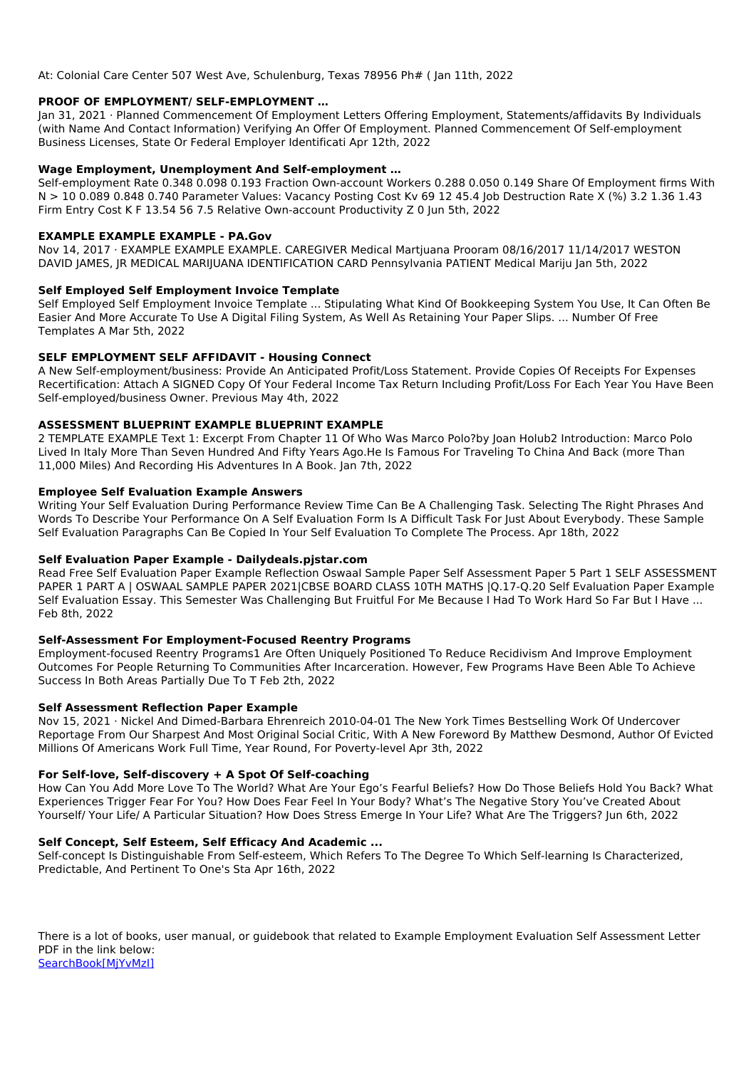At: Colonial Care Center 507 West Ave, Schulenburg, Texas 78956 Ph# ( Jan 11th, 2022

**PROOF OF EMPLOYMENT/ SELF-EMPLOYMENT …**

Jan 31, 2021 · Planned Commencement Of Employment Letters Offering Employment, Statements/affidavits By Individuals (with Name And Contact Information) Verifying An Offer Of Employment. Planned Commencement Of Self-employment Business Licenses, State Or Federal Employer Identificati Apr 12th, 2022

**Wage Employment, Unemployment And Self-employment …**

Self-employment Rate 0.348 0.098 0.193 Fraction Own-account Workers 0.288 0.050 0.149 Share Of Employment firms With N > 10 0.089 0.848 0.740 Parameter Values: Vacancy Posting Cost Kv 69 12 45.4 Job Destruction Rate X (%) 3.2 1.36 1.43 Firm Entry Cost K F 13.54 56 7.5 Relative Own-account Productivity Z 0 Jun 5th, 2022

**EXAMPLE EXAMPLE EXAMPLE - PA.Gov**

Nov 14, 2017 · EXAMPLE EXAMPLE EXAMPLE. CAREGIVER Medical Martjuana Prooram 08/16/2017 11/14/2017 WESTON DAVID JAMES, JR MEDICAL MARIJUANA IDENTIFICATION CARD Pennsylvania PATIENT Medical Mariju Jan 5th, 2022

**Self Employed Self Employment Invoice Template**

Self Employed Self Employment Invoice Template ... Stipulating What Kind Of Bookkeeping System You Use, It Can Often Be Easier And More Accurate To Use A Digital Filing System, As Well As Retaining Your Paper Slips. ... Number Of Free Templates A Mar 5th, 2022

**SELF EMPLOYMENT SELF AFFIDAVIT - Housing Connect**

A New Self-employment/business: Provide An Anticipated Profit/Loss Statement. Provide Copies Of Receipts For Expenses Recertification: Attach A SIGNED Copy Of Your Federal Income Tax Return Including Profit/Loss For Each Year You Have Been Self-employed/business Owner. Previous May 4th, 2022

**ASSESSMENT BLUEPRINT EXAMPLE BLUEPRINT EXAMPLE**

2 TEMPLATE EXAMPLE Text 1: Excerpt From Chapter 11 Of Who Was Marco Polo?by Joan Holub2 Introduction: Marco Polo Lived In Italy More Than Seven Hundred And Fifty Years Ago.He Is Famous For Traveling To China And Back (more Than 11,000 Miles) And Recording His Adventures In A Book. Jan 7th, 2022

**Employee Self Evaluation Example Answers**

Writing Your Self Evaluation During Performance Review Time Can Be A Challenging Task. Selecting The Right Phrases And Words To Describe Your Performance On A Self Evaluation Form Is A Difficult Task For Just About Everybody. These Sample Self Evaluation Paragraphs Can Be Copied In Your Self Evaluation To Complete The Process. Apr 18th, 2022

**Self Evaluation Paper Example - Dailydeals.pjstar.com**

Read Free Self Evaluation Paper Example Reflection Oswaal Sample Paper Self Assessment Paper 5 Part 1 SELF ASSESSMENT PAPER 1 PART A | OSWAAL SAMPLE PAPER 2021|CBSE BOARD CLASS 10TH MATHS |Q.17-Q.20 Self Evaluation Paper Example Self Evaluation Essay. This Semester Was Challenging But Fruitful For Me Because I Had To Work Hard So Far But I Have ... Feb 8th, 2022

**Self-Assessment For Employment-Focused Reentry Programs**

Employment-focused Reentry Programs1 Are Often Uniquely Positioned To Reduce Recidivism And Improve Employment Outcomes For People Returning To Communities After Incarceration. However, Few Programs Have Been Able To Achieve Success In Both Areas Partially Due To T Feb 2th, 2022

**Self Assessment Reflection Paper Example**

Nov 15, 2021 · Nickel And Dimed-Barbara Ehrenreich 2010-04-01 The New York Times Bestselling Work Of Undercover Reportage From Our Sharpest And Most Original Social Critic, With A New Foreword By Matthew Desmond, Author Of Evicted Millions Of Americans Work Full Time, Year Round, For Poverty-level Apr 3th, 2022

**For Self-love, Self-discovery + A Spot Of Self-coaching**

How Can You Add More Love To The World? What Are Your Ego's Fearful Beliefs? How Do Those Beliefs Hold You Back? What Experiences Trigger Fear For You? How Does Fear Feel In Your Body? What's The Negative Story You've Created About Yourself/ Your Life/ A Particular Situation? How Does Stress Emerge In Your Life? What Are The Triggers? Jun 6th, 2022

**Self Concept, Self Esteem, Self Efficacy And Academic ...**

Self-concept Is Distinguishable From Self-esteem, Which Refers To The Degree To Which Self-learning Is Characterized, Predictable, And Pertinent To One's Sta Apr 16th, 2022

There is a lot of books, user manual, or guidebook that related to Example Employment Evaluation Self Assessment Letter PDF in the link below:
SearchBook[MjYvMzI]